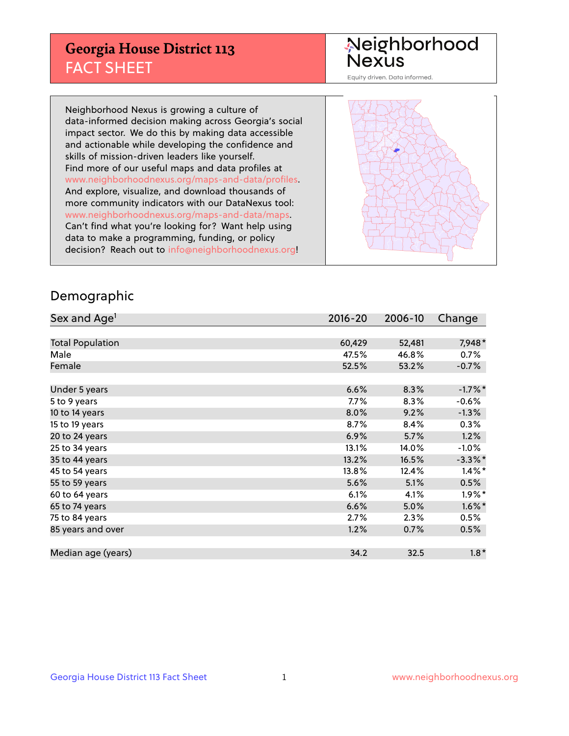# Georgia House District 113
## FACT SHEET

Neighborhood Nexus
Equity driven. Data informed.

Neighborhood Nexus is growing a culture of data-informed decision making across Georgia's social impact sector. We do this by making data accessible and actionable while developing the confidence and skills of mission-driven leaders like yourself. Find more of our useful maps and data profiles at www.neighborhoodnexus.org/maps-and-data/profiles. And explore, visualize, and download thousands of more community indicators with our DataNexus tool: www.neighborhoodnexus.org/maps-and-data/maps. Can't find what you're looking for? Want help using data to make a programming, funding, or policy decision? Reach out to info@neighborhoodnexus.org!

## Demographic

| Sex and Age[1] | 2016-20 | 2006-10 | Change |
|---|---|---|---|
| Total Population | 60,429 | 52,481 | 7,948* |
| Male | 47.5% | 46.8% | 0.7% |
| Female | 52.5% | 53.2% | -0.7% |
| | | | |
| Under 5 years | 6.6% | 8.3% | -1.7%* |
| 5 to 9 years | 7.7% | 8.3% | -0.6% |
| 10 to 14 years | 8.0% | 9.2% | -1.3% |
| 15 to 19 years | 8.7% | 8.4% | 0.3% |
| 20 to 24 years | 6.9% | 5.7% | 1.2% |
| 25 to 34 years | 13.1% | 14.0% | -1.0% |
| 35 to 44 years | 13.2% | 16.5% | -3.3%* |
| 45 to 54 years | 13.8% | 12.4% | 1.4%* |
| 55 to 59 years | 5.6% | 5.1% | 0.5% |
| 60 to 64 years | 6.1% | 4.1% | 1.9%* |
| 65 to 74 years | 6.6% | 5.0% | 1.6%* |
| 75 to 84 years | 2.7% | 2.3% | 0.5% |
| 85 years and over | 1.2% | 0.7% | 0.5% |
| | | | |
| Median age (years) | 34.2 | 32.5 | 1.8* |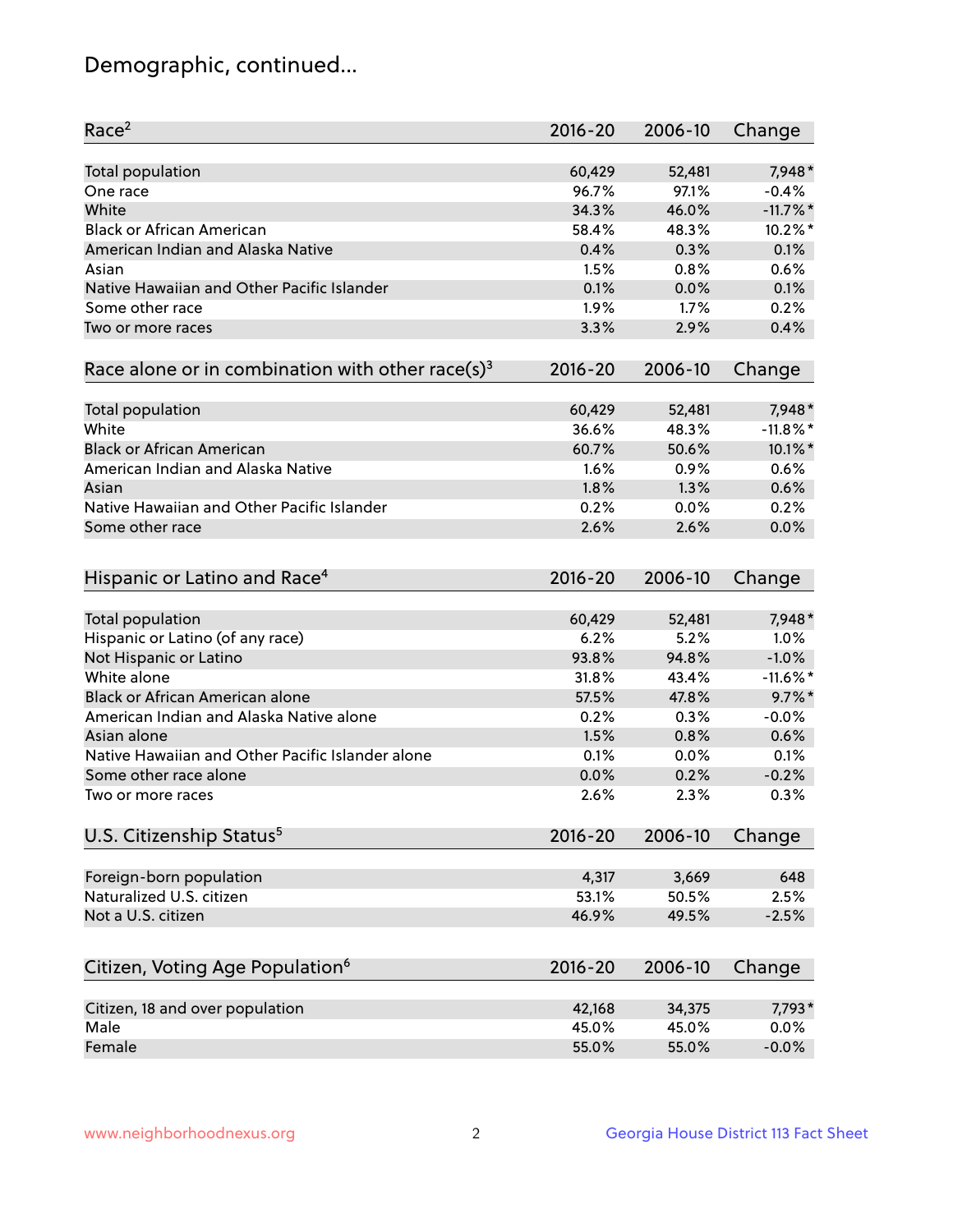# Demographic, continued...

| Race[2] | 2016-20 | 2006-10 | Change |
|---|---|---|---|
| Total population | 60,429 | 52,481 | 7,948* |
| One race | 96.7% | 97.1% | -0.4% |
| White | 34.3% | 46.0% | -11.7%* |
| Black or African American | 58.4% | 48.3% | 10.2%* |
| American Indian and Alaska Native | 0.4% | 0.3% | 0.1% |
| Asian | 1.5% | 0.8% | 0.6% |
| Native Hawaiian and Other Pacific Islander | 0.1% | 0.0% | 0.1% |
| Some other race | 1.9% | 1.7% | 0.2% |
| Two or more races | 3.3% | 2.9% | 0.4% |

| Race alone or in combination with other race(s)[3] | 2016-20 | 2006-10 | Change |
|---|---|---|---|
| Total population | 60,429 | 52,481 | 7,948* |
| White | 36.6% | 48.3% | -11.8%* |
| Black or African American | 60.7% | 50.6% | 10.1%* |
| American Indian and Alaska Native | 1.6% | 0.9% | 0.6% |
| Asian | 1.8% | 1.3% | 0.6% |
| Native Hawaiian and Other Pacific Islander | 0.2% | 0.0% | 0.2% |
| Some other race | 2.6% | 2.6% | 0.0% |

| Hispanic or Latino and Race[4] | 2016-20 | 2006-10 | Change |
|---|---|---|---|
| Total population | 60,429 | 52,481 | 7,948* |
| Hispanic or Latino (of any race) | 6.2% | 5.2% | 1.0% |
| Not Hispanic or Latino | 93.8% | 94.8% | -1.0% |
| White alone | 31.8% | 43.4% | -11.6%* |
| Black or African American alone | 57.5% | 47.8% | 9.7%* |
| American Indian and Alaska Native alone | 0.2% | 0.3% | -0.0% |
| Asian alone | 1.5% | 0.8% | 0.6% |
| Native Hawaiian and Other Pacific Islander alone | 0.1% | 0.0% | 0.1% |
| Some other race alone | 0.0% | 0.2% | -0.2% |
| Two or more races | 2.6% | 2.3% | 0.3% |

| U.S. Citizenship Status[5] | 2016-20 | 2006-10 | Change |
|---|---|---|---|
| Foreign-born population | 4,317 | 3,669 | 648 |
| Naturalized U.S. citizen | 53.1% | 50.5% | 2.5% |
| Not a U.S. citizen | 46.9% | 49.5% | -2.5% |

| Citizen, Voting Age Population[6] | 2016-20 | 2006-10 | Change |
|---|---|---|---|
| Citizen, 18 and over population | 42,168 | 34,375 | 7,793* |
| Male | 45.0% | 45.0% | 0.0% |
| Female | 55.0% | 55.0% | -0.0% |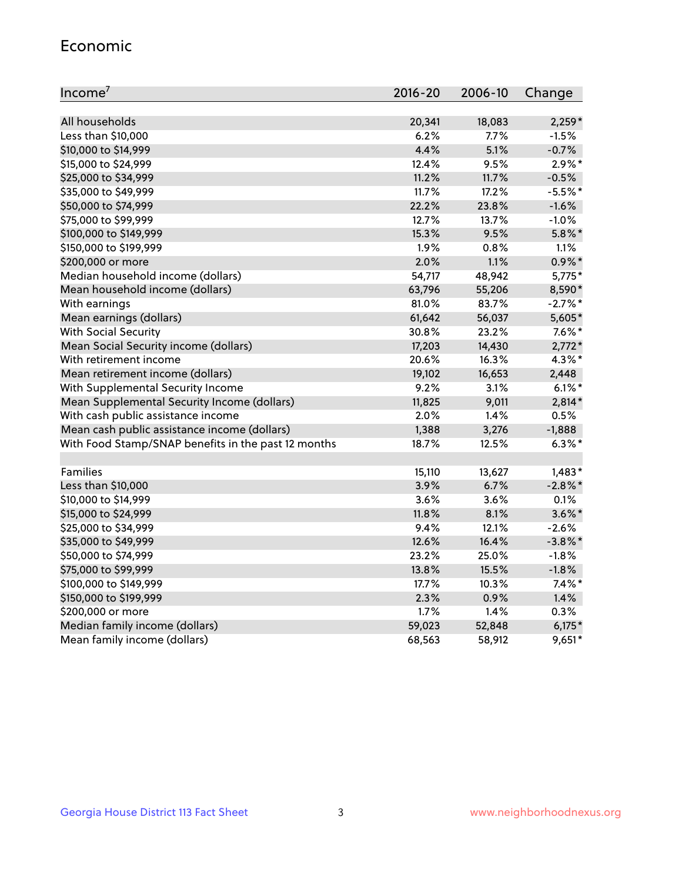## Economic

| Income[7] | 2016-20 | 2006-10 | Change |
|---|---|---|---|
| All households | 20,341 | 18,083 | 2,259* |
| Less than $10,000 | 6.2% | 7.7% | -1.5% |
| $10,000 to $14,999 | 4.4% | 5.1% | -0.7% |
| $15,000 to $24,999 | 12.4% | 9.5% | 2.9%* |
| $25,000 to $34,999 | 11.2% | 11.7% | -0.5% |
| $35,000 to $49,999 | 11.7% | 17.2% | -5.5%* |
| $50,000 to $74,999 | 22.2% | 23.8% | -1.6% |
| $75,000 to $99,999 | 12.7% | 13.7% | -1.0% |
| $100,000 to $149,999 | 15.3% | 9.5% | 5.8%* |
| $150,000 to $199,999 | 1.9% | 0.8% | 1.1% |
| $200,000 or more | 2.0% | 1.1% | 0.9%* |
| Median household income (dollars) | 54,717 | 48,942 | 5,775* |
| Mean household income (dollars) | 63,796 | 55,206 | 8,590* |
| With earnings | 81.0% | 83.7% | -2.7%* |
| Mean earnings (dollars) | 61,642 | 56,037 | 5,605* |
| With Social Security | 30.8% | 23.2% | 7.6%* |
| Mean Social Security income (dollars) | 17,203 | 14,430 | 2,772* |
| With retirement income | 20.6% | 16.3% | 4.3%* |
| Mean retirement income (dollars) | 19,102 | 16,653 | 2,448 |
| With Supplemental Security Income | 9.2% | 3.1% | 6.1%* |
| Mean Supplemental Security Income (dollars) | 11,825 | 9,011 | 2,814* |
| With cash public assistance income | 2.0% | 1.4% | 0.5% |
| Mean cash public assistance income (dollars) | 1,388 | 3,276 | -1,888 |
| With Food Stamp/SNAP benefits in the past 12 months | 18.7% | 12.5% | 6.3%* |
| | | | |
| Families | 15,110 | 13,627 | 1,483* |
| Less than $10,000 | 3.9% | 6.7% | -2.8%* |
| $10,000 to $14,999 | 3.6% | 3.6% | 0.1% |
| $15,000 to $24,999 | 11.8% | 8.1% | 3.6%* |
| $25,000 to $34,999 | 9.4% | 12.1% | -2.6% |
| $35,000 to $49,999 | 12.6% | 16.4% | -3.8%* |
| $50,000 to $74,999 | 23.2% | 25.0% | -1.8% |
| $75,000 to $99,999 | 13.8% | 15.5% | -1.8% |
| $100,000 to $149,999 | 17.7% | 10.3% | 7.4%* |
| $150,000 to $199,999 | 2.3% | 0.9% | 1.4% |
| $200,000 or more | 1.7% | 1.4% | 0.3% |
| Median family income (dollars) | 59,023 | 52,848 | 6,175* |
| Mean family income (dollars) | 68,563 | 58,912 | 9,651* |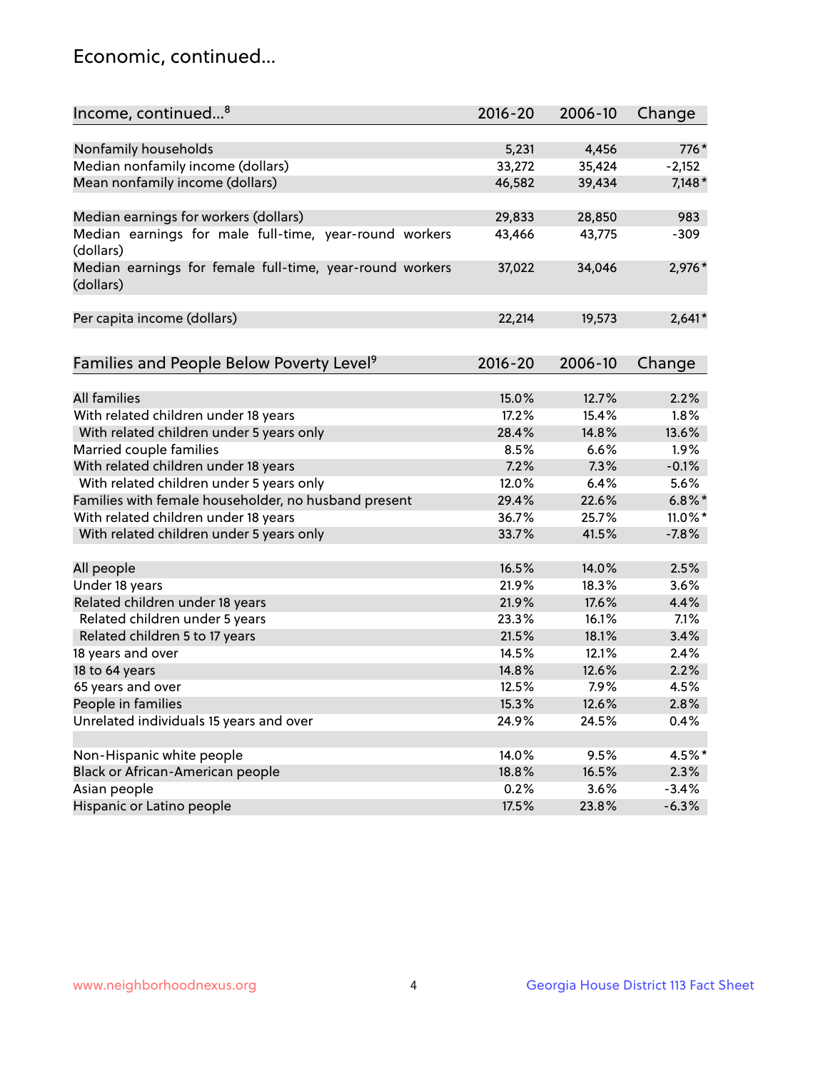## Economic, continued...

| Income, continued...[8] | 2016-20 | 2006-10 | Change |
|---|---|---|---|
| Nonfamily households | 5,231 | 4,456 | 776* |
| Median nonfamily income (dollars) | 33,272 | 35,424 | -2,152 |
| Mean nonfamily income (dollars) | 46,582 | 39,434 | 7,148* |
| Median earnings for workers (dollars) | 29,833 | 28,850 | 983 |
| Median earnings for male full-time, year-round workers (dollars) | 43,466 | 43,775 | -309 |
| Median earnings for female full-time, year-round workers (dollars) | 37,022 | 34,046 | 2,976* |
| Per capita income (dollars) | 22,214 | 19,573 | 2,641* |

| Families and People Below Poverty Level[9] | 2016-20 | 2006-10 | Change |
|---|---|---|---|
| All families | 15.0% | 12.7% | 2.2% |
| With related children under 18 years | 17.2% | 15.4% | 1.8% |
| With related children under 5 years only | 28.4% | 14.8% | 13.6% |
| Married couple families | 8.5% | 6.6% | 1.9% |
| With related children under 18 years | 7.2% | 7.3% | -0.1% |
| With related children under 5 years only | 12.0% | 6.4% | 5.6% |
| Families with female householder, no husband present | 29.4% | 22.6% | 6.8%* |
| With related children under 18 years | 36.7% | 25.7% | 11.0%* |
| With related children under 5 years only | 33.7% | 41.5% | -7.8% |
| All people | 16.5% | 14.0% | 2.5% |
| Under 18 years | 21.9% | 18.3% | 3.6% |
| Related children under 18 years | 21.9% | 17.6% | 4.4% |
| Related children under 5 years | 23.3% | 16.1% | 7.1% |
| Related children 5 to 17 years | 21.5% | 18.1% | 3.4% |
| 18 years and over | 14.5% | 12.1% | 2.4% |
| 18 to 64 years | 14.8% | 12.6% | 2.2% |
| 65 years and over | 12.5% | 7.9% | 4.5% |
| People in families | 15.3% | 12.6% | 2.8% |
| Unrelated individuals 15 years and over | 24.9% | 24.5% | 0.4% |
| Non-Hispanic white people | 14.0% | 9.5% | 4.5%* |
| Black or African-American people | 18.8% | 16.5% | 2.3% |
| Asian people | 0.2% | 3.6% | -3.4% |
| Hispanic or Latino people | 17.5% | 23.8% | -6.3% |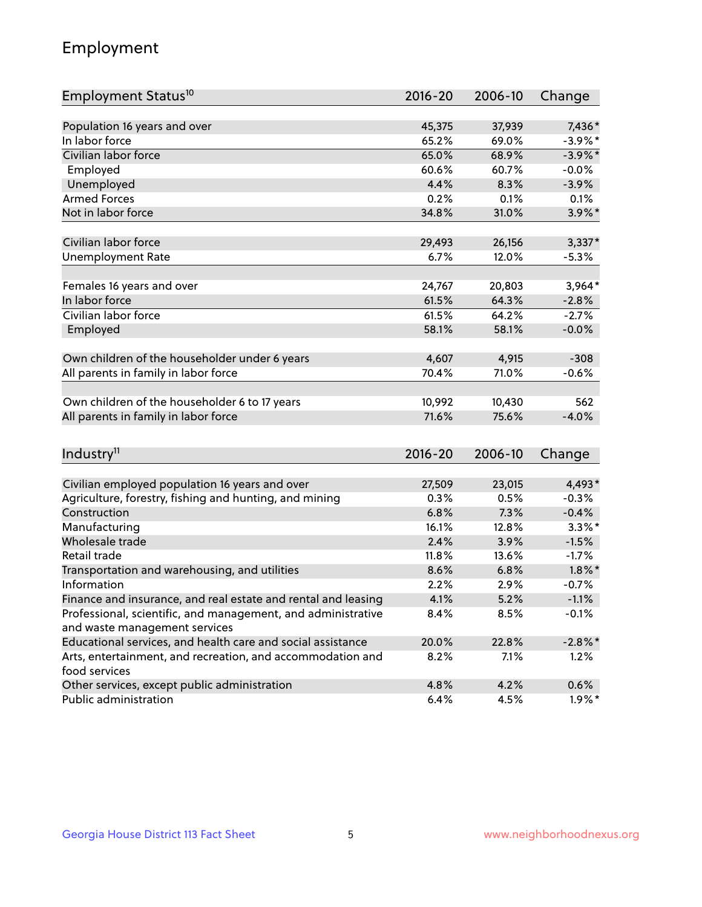# Employment

| Employment Status[10] | 2016-20 | 2006-10 | Change |
|---|---|---|---|
| Population 16 years and over | 45,375 | 37,939 | 7,436* |
| In labor force | 65.2% | 69.0% | -3.9%* |
| Civilian labor force | 65.0% | 68.9% | -3.9%* |
| Employed | 60.6% | 60.7% | -0.0% |
| Unemployed | 4.4% | 8.3% | -3.9% |
| Armed Forces | 0.2% | 0.1% | 0.1% |
| Not in labor force | 34.8% | 31.0% | 3.9%* |
| | | | |
| Civilian labor force | 29,493 | 26,156 | 3,337* |
| Unemployment Rate | 6.7% | 12.0% | -5.3% |
| | | | |
| Females 16 years and over | 24,767 | 20,803 | 3,964* |
| In labor force | 61.5% | 64.3% | -2.8% |
| Civilian labor force | 61.5% | 64.2% | -2.7% |
| Employed | 58.1% | 58.1% | -0.0% |
| | | | |
| Own children of the householder under 6 years | 4,607 | 4,915 | -308 |
| All parents in family in labor force | 70.4% | 71.0% | -0.6% |
| | | | |
| Own children of the householder 6 to 17 years | 10,992 | 10,430 | 562 |
| All parents in family in labor force | 71.6% | 75.6% | -4.0% |

| Industry[11] | 2016-20 | 2006-10 | Change |
|---|---|---|---|
| Civilian employed population 16 years and over | 27,509 | 23,015 | 4,493* |
| Agriculture, forestry, fishing and hunting, and mining | 0.3% | 0.5% | -0.3% |
| Construction | 6.8% | 7.3% | -0.4% |
| Manufacturing | 16.1% | 12.8% | 3.3%* |
| Wholesale trade | 2.4% | 3.9% | -1.5% |
| Retail trade | 11.8% | 13.6% | -1.7% |
| Transportation and warehousing, and utilities | 8.6% | 6.8% | 1.8%* |
| Information | 2.2% | 2.9% | -0.7% |
| Finance and insurance, and real estate and rental and leasing | 4.1% | 5.2% | -1.1% |
| Professional, scientific, and management, and administrative and waste management services | 8.4% | 8.5% | -0.1% |
| Educational services, and health care and social assistance | 20.0% | 22.8% | -2.8%* |
| Arts, entertainment, and recreation, and accommodation and food services | 8.2% | 7.1% | 1.2% |
| Other services, except public administration | 4.8% | 4.2% | 0.6% |
| Public administration | 6.4% | 4.5% | 1.9%* |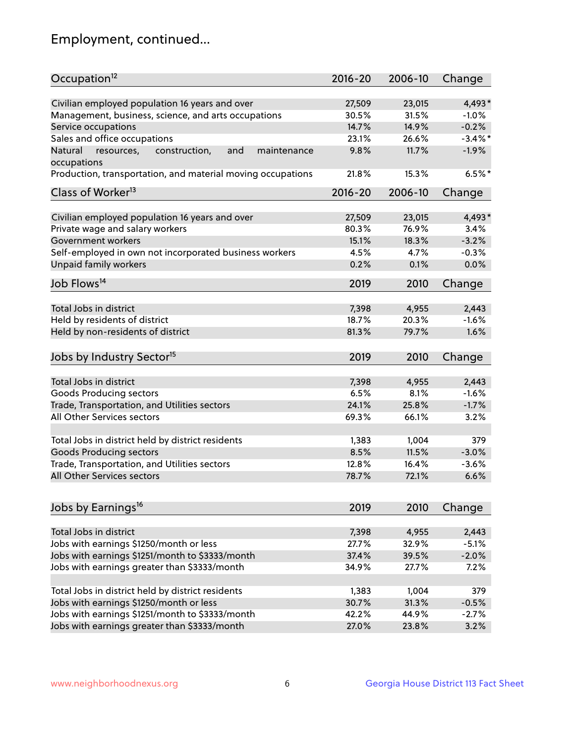# Employment, continued...

| Occupation[12] | 2016-20 | 2006-10 | Change |
|---|---|---|---|
| Civilian employed population 16 years and over | 27,509 | 23,015 | 4,493* |
| Management, business, science, and arts occupations | 30.5% | 31.5% | -1.0% |
| Service occupations | 14.7% | 14.9% | -0.2% |
| Sales and office occupations | 23.1% | 26.6% | -3.4%* |
| Natural resources, construction, and maintenance occupations | 9.8% | 11.7% | -1.9% |
| Production, transportation, and material moving occupations | 21.8% | 15.3% | 6.5%* |

| Class of Worker[13] | 2016-20 | 2006-10 | Change |
|---|---|---|---|
| Civilian employed population 16 years and over | 27,509 | 23,015 | 4,493* |
| Private wage and salary workers | 80.3% | 76.9% | 3.4% |
| Government workers | 15.1% | 18.3% | -3.2% |
| Self-employed in own not incorporated business workers | 4.5% | 4.7% | -0.3% |
| Unpaid family workers | 0.2% | 0.1% | 0.0% |

| Job Flows[14] | 2019 | 2010 | Change |
|---|---|---|---|
| Total Jobs in district | 7,398 | 4,955 | 2,443 |
| Held by residents of district | 18.7% | 20.3% | -1.6% |
| Held by non-residents of district | 81.3% | 79.7% | 1.6% |

| Jobs by Industry Sector[15] | 2019 | 2010 | Change |
|---|---|---|---|
| Total Jobs in district | 7,398 | 4,955 | 2,443 |
| Goods Producing sectors | 6.5% | 8.1% | -1.6% |
| Trade, Transportation, and Utilities sectors | 24.1% | 25.8% | -1.7% |
| All Other Services sectors | 69.3% | 66.1% | 3.2% |
| | | | |
| Total Jobs in district held by district residents | 1,383 | 1,004 | 379 |
| Goods Producing sectors | 8.5% | 11.5% | -3.0% |
| Trade, Transportation, and Utilities sectors | 12.8% | 16.4% | -3.6% |
| All Other Services sectors | 78.7% | 72.1% | 6.6% |

| Jobs by Earnings[16] | 2019 | 2010 | Change |
|---|---|---|---|
| Total Jobs in district | 7,398 | 4,955 | 2,443 |
| Jobs with earnings $1250/month or less | 27.7% | 32.9% | -5.1% |
| Jobs with earnings $1251/month to $3333/month | 37.4% | 39.5% | -2.0% |
| Jobs with earnings greater than $3333/month | 34.9% | 27.7% | 7.2% |
| | | | |
| Total Jobs in district held by district residents | 1,383 | 1,004 | 379 |
| Jobs with earnings $1250/month or less | 30.7% | 31.3% | -0.5% |
| Jobs with earnings $1251/month to $3333/month | 42.2% | 44.9% | -2.7% |
| Jobs with earnings greater than $3333/month | 27.0% | 23.8% | 3.2% |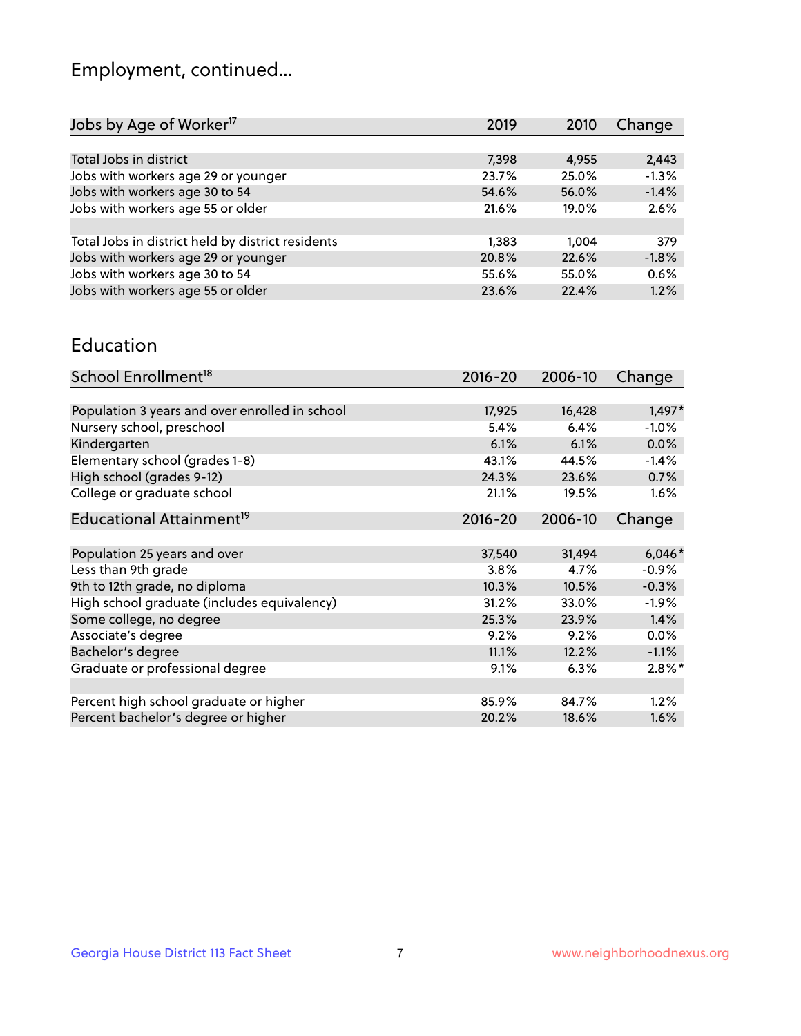# Employment, continued...

| Jobs by Age of Worker[17] | 2019 | 2010 | Change |
|---|---|---|---|
| Total Jobs in district | 7,398 | 4,955 | 2,443 |
| Jobs with workers age 29 or younger | 23.7% | 25.0% | -1.3% |
| Jobs with workers age 30 to 54 | 54.6% | 56.0% | -1.4% |
| Jobs with workers age 55 or older | 21.6% | 19.0% | 2.6% |
| | | | |
| Total Jobs in district held by district residents | 1,383 | 1,004 | 379 |
| Jobs with workers age 29 or younger | 20.8% | 22.6% | -1.8% |
| Jobs with workers age 30 to 54 | 55.6% | 55.0% | 0.6% |
| Jobs with workers age 55 or older | 23.6% | 22.4% | 1.2% |

## Education

| School Enrollment[18] | 2016-20 | 2006-10 | Change |
|---|---|---|---|
| Population 3 years and over enrolled in school | 17,925 | 16,428 | 1,497* |
| Nursery school, preschool | 5.4% | 6.4% | -1.0% |
| Kindergarten | 6.1% | 6.1% | 0.0% |
| Elementary school (grades 1-8) | 43.1% | 44.5% | -1.4% |
| High school (grades 9-12) | 24.3% | 23.6% | 0.7% |
| College or graduate school | 21.1% | 19.5% | 1.6% |

| Educational Attainment[19] | 2016-20 | 2006-10 | Change |
|---|---|---|---|
| Population 25 years and over | 37,540 | 31,494 | 6,046* |
| Less than 9th grade | 3.8% | 4.7% | -0.9% |
| 9th to 12th grade, no diploma | 10.3% | 10.5% | -0.3% |
| High school graduate (includes equivalency) | 31.2% | 33.0% | -1.9% |
| Some college, no degree | 25.3% | 23.9% | 1.4% |
| Associate's degree | 9.2% | 9.2% | 0.0% |
| Bachelor's degree | 11.1% | 12.2% | -1.1% |
| Graduate or professional degree | 9.1% | 6.3% | 2.8%* |
| | | | |
| Percent high school graduate or higher | 85.9% | 84.7% | 1.2% |
| Percent bachelor's degree or higher | 20.2% | 18.6% | 1.6% |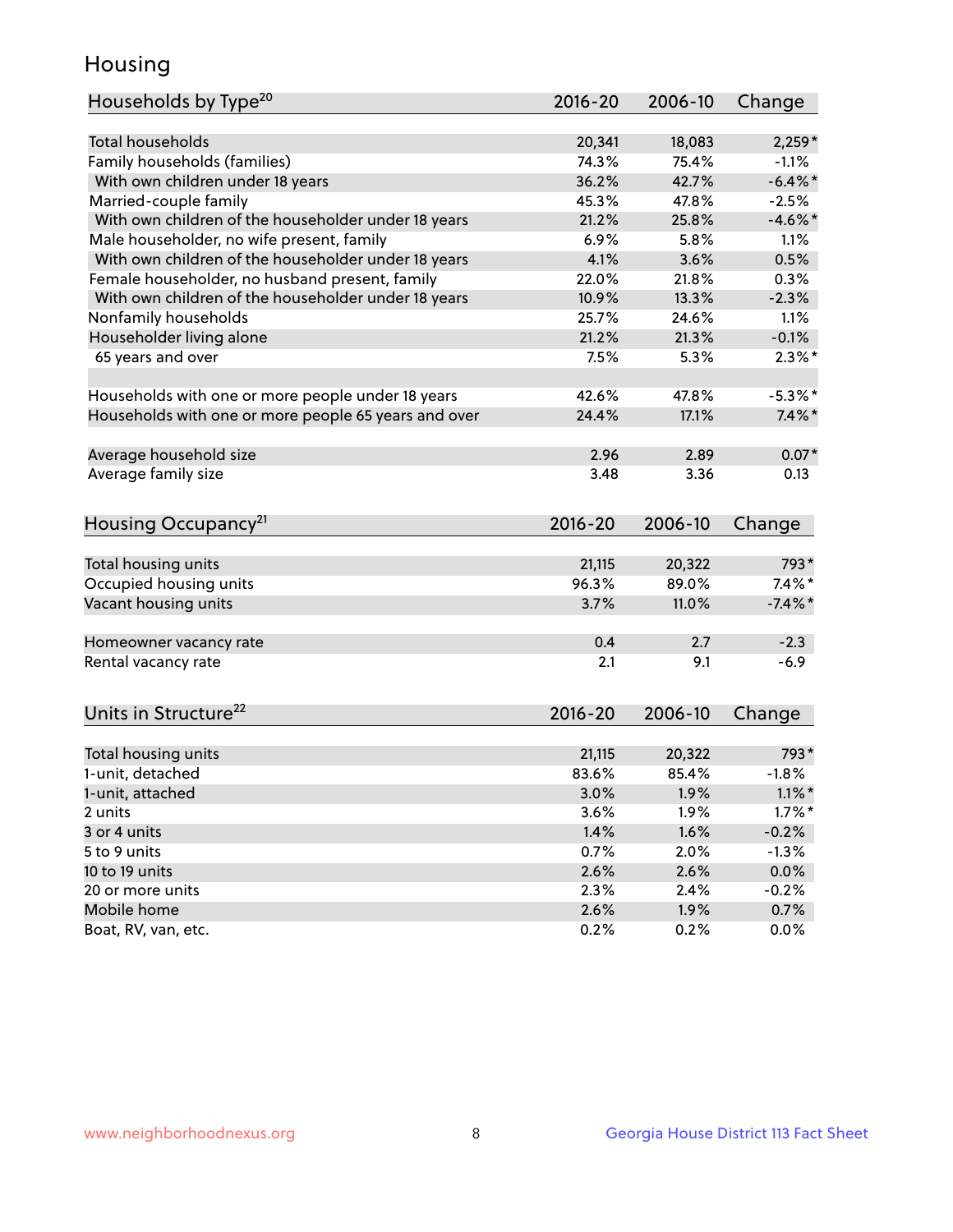# Housing

| Households by Type[20] | 2016-20 | 2006-10 | Change |
|---|---|---|---|
| Total households | 20,341 | 18,083 | 2,259* |
| Family households (families) | 74.3% | 75.4% | -1.1% |
| With own children under 18 years | 36.2% | 42.7% | -6.4%* |
| Married-couple family | 45.3% | 47.8% | -2.5% |
| With own children of the householder under 18 years | 21.2% | 25.8% | -4.6%* |
| Male householder, no wife present, family | 6.9% | 5.8% | 1.1% |
| With own children of the householder under 18 years | 4.1% | 3.6% | 0.5% |
| Female householder, no husband present, family | 22.0% | 21.8% | 0.3% |
| With own children of the householder under 18 years | 10.9% | 13.3% | -2.3% |
| Nonfamily households | 25.7% | 24.6% | 1.1% |
| Householder living alone | 21.2% | 21.3% | -0.1% |
| 65 years and over | 7.5% | 5.3% | 2.3%* |
| | | | |
| Households with one or more people under 18 years | 42.6% | 47.8% | -5.3%* |
| Households with one or more people 65 years and over | 24.4% | 17.1% | 7.4%* |
| | | | |
| Average household size | 2.96 | 2.89 | 0.07* |
| Average family size | 3.48 | 3.36 | 0.13 |

| Housing Occupancy[21] | 2016-20 | 2006-10 | Change |
|---|---|---|---|
| Total housing units | 21,115 | 20,322 | 793* |
| Occupied housing units | 96.3% | 89.0% | 7.4%* |
| Vacant housing units | 3.7% | 11.0% | -7.4%* |
| | | | |
| Homeowner vacancy rate | 0.4 | 2.7 | -2.3 |
| Rental vacancy rate | 2.1 | 9.1 | -6.9 |

| Units in Structure[22] | 2016-20 | 2006-10 | Change |
|---|---|---|---|
| Total housing units | 21,115 | 20,322 | 793* |
| 1-unit, detached | 83.6% | 85.4% | -1.8% |
| 1-unit, attached | 3.0% | 1.9% | 1.1%* |
| 2 units | 3.6% | 1.9% | 1.7%* |
| 3 or 4 units | 1.4% | 1.6% | -0.2% |
| 5 to 9 units | 0.7% | 2.0% | -1.3% |
| 10 to 19 units | 2.6% | 2.6% | 0.0% |
| 20 or more units | 2.3% | 2.4% | -0.2% |
| Mobile home | 2.6% | 1.9% | 0.7% |
| Boat, RV, van, etc. | 0.2% | 0.2% | 0.0% |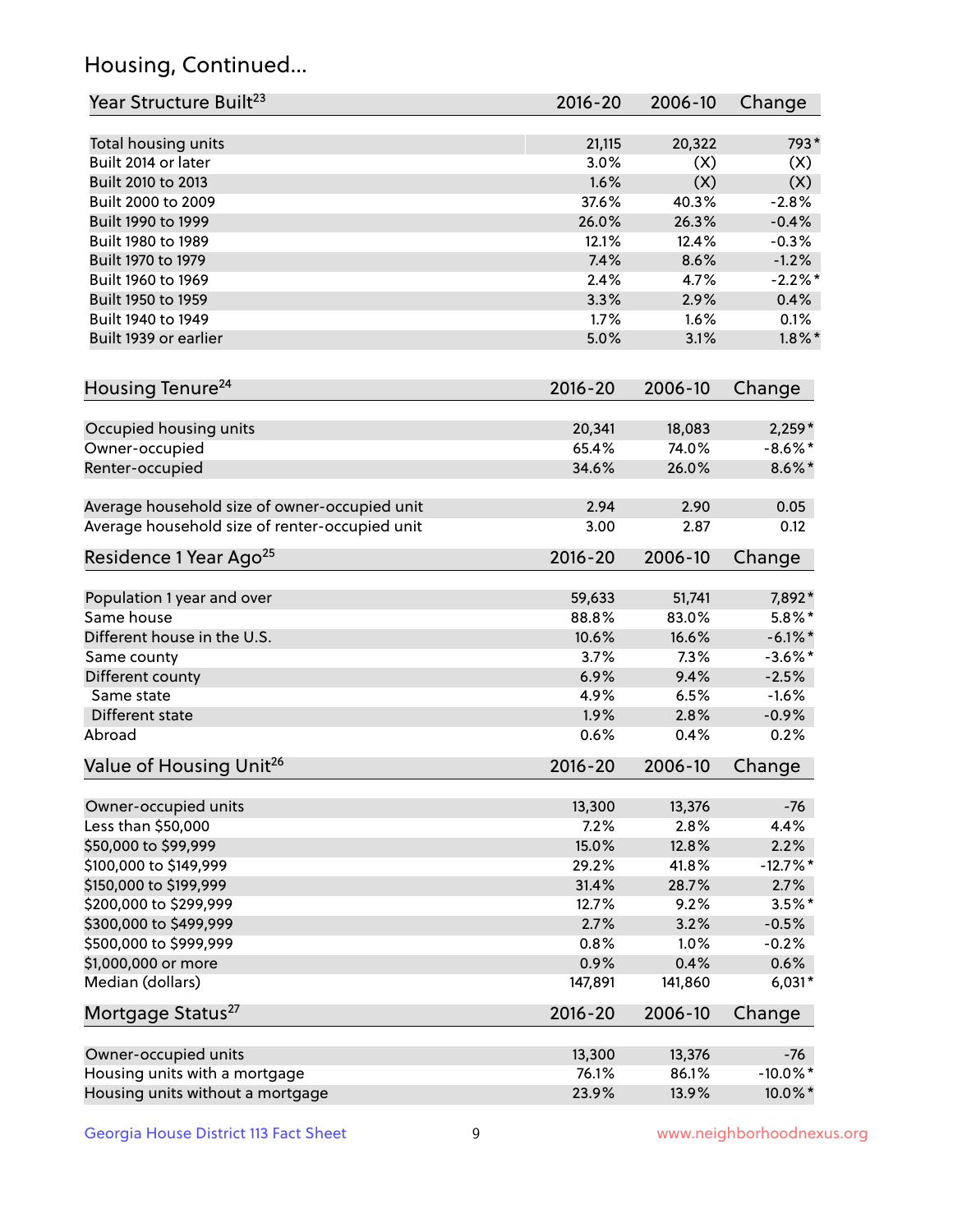## Housing, Continued...

| Year Structure Built[23] | 2016-20 | 2006-10 | Change |
|---|---|---|---|
| Total housing units | 21,115 | 20,322 | 793* |
| Built 2014 or later | 3.0% | (X) | (X) |
| Built 2010 to 2013 | 1.6% | (X) | (X) |
| Built 2000 to 2009 | 37.6% | 40.3% | -2.8% |
| Built 1990 to 1999 | 26.0% | 26.3% | -0.4% |
| Built 1980 to 1989 | 12.1% | 12.4% | -0.3% |
| Built 1970 to 1979 | 7.4% | 8.6% | -1.2% |
| Built 1960 to 1969 | 2.4% | 4.7% | -2.2%* |
| Built 1950 to 1959 | 3.3% | 2.9% | 0.4% |
| Built 1940 to 1949 | 1.7% | 1.6% | 0.1% |
| Built 1939 or earlier | 5.0% | 3.1% | 1.8%* |

| Housing Tenure[24] | 2016-20 | 2006-10 | Change |
|---|---|---|---|
| Occupied housing units | 20,341 | 18,083 | 2,259* |
| Owner-occupied | 65.4% | 74.0% | -8.6%* |
| Renter-occupied | 34.6% | 26.0% | 8.6%* |
| Average household size of owner-occupied unit | 2.94 | 2.90 | 0.05 |
| Average household size of renter-occupied unit | 3.00 | 2.87 | 0.12 |

| Residence 1 Year Ago[25] | 2016-20 | 2006-10 | Change |
|---|---|---|---|
| Population 1 year and over | 59,633 | 51,741 | 7,892* |
| Same house | 88.8% | 83.0% | 5.8%* |
| Different house in the U.S. | 10.6% | 16.6% | -6.1%* |
| Same county | 3.7% | 7.3% | -3.6%* |
| Different county | 6.9% | 9.4% | -2.5% |
| Same state | 4.9% | 6.5% | -1.6% |
| Different state | 1.9% | 2.8% | -0.9% |
| Abroad | 0.6% | 0.4% | 0.2% |

| Value of Housing Unit[26] | 2016-20 | 2006-10 | Change |
|---|---|---|---|
| Owner-occupied units | 13,300 | 13,376 | -76 |
| Less than $50,000 | 7.2% | 2.8% | 4.4% |
| $50,000 to $99,999 | 15.0% | 12.8% | 2.2% |
| $100,000 to $149,999 | 29.2% | 41.8% | -12.7%* |
| $150,000 to $199,999 | 31.4% | 28.7% | 2.7% |
| $200,000 to $299,999 | 12.7% | 9.2% | 3.5%* |
| $300,000 to $499,999 | 2.7% | 3.2% | -0.5% |
| $500,000 to $999,999 | 0.8% | 1.0% | -0.2% |
| $1,000,000 or more | 0.9% | 0.4% | 0.6% |
| Median (dollars) | 147,891 | 141,860 | 6,031* |

| Mortgage Status[27] | 2016-20 | 2006-10 | Change |
|---|---|---|---|
| Owner-occupied units | 13,300 | 13,376 | -76 |
| Housing units with a mortgage | 76.1% | 86.1% | -10.0%* |
| Housing units without a mortgage | 23.9% | 13.9% | 10.0%* |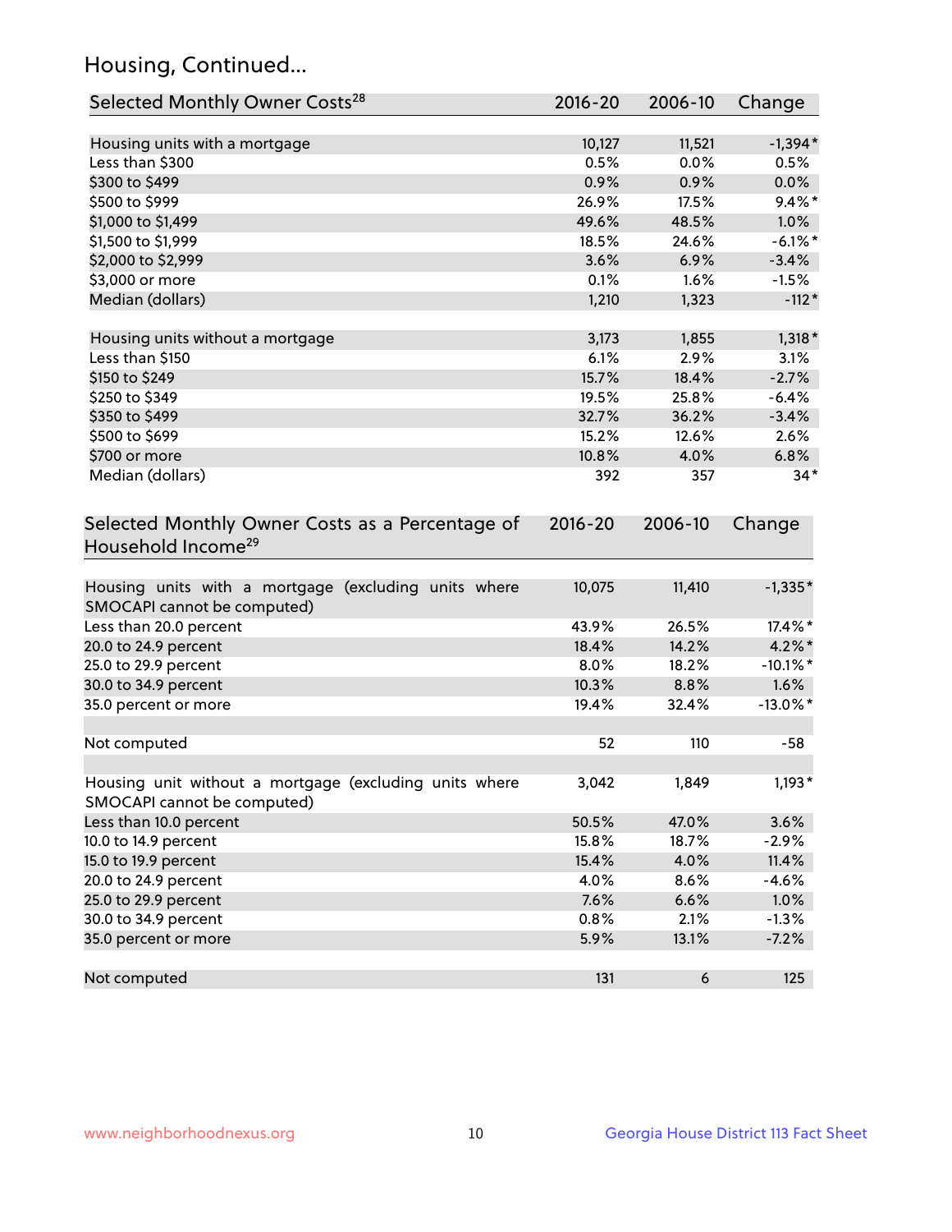## Housing, Continued...

| Selected Monthly Owner Costs[28] | 2016-20 | 2006-10 | Change |
|---|---|---|---|
| Housing units with a mortgage | 10,127 | 11,521 | -1,394* |
| Less than $300 | 0.5% | 0.0% | 0.5% |
| $300 to $499 | 0.9% | 0.9% | 0.0% |
| $500 to $999 | 26.9% | 17.5% | 9.4%* |
| $1,000 to $1,499 | 49.6% | 48.5% | 1.0% |
| $1,500 to $1,999 | 18.5% | 24.6% | -6.1%* |
| $2,000 to $2,999 | 3.6% | 6.9% | -3.4% |
| $3,000 or more | 0.1% | 1.6% | -1.5% |
| Median (dollars) | 1,210 | 1,323 | -112* |
| | | | |
| Housing units without a mortgage | 3,173 | 1,855 | 1,318* |
| Less than $150 | 6.1% | 2.9% | 3.1% |
| $150 to $249 | 15.7% | 18.4% | -2.7% |
| $250 to $349 | 19.5% | 25.8% | -6.4% |
| $350 to $499 | 32.7% | 36.2% | -3.4% |
| $500 to $699 | 15.2% | 12.6% | 2.6% |
| $700 or more | 10.8% | 4.0% | 6.8% |
| Median (dollars) | 392 | 357 | 34* |

| Selected Monthly Owner Costs as a Percentage of Household Income[29] | 2016-20 | 2006-10 | Change |
|---|---|---|---|
| Housing units with a mortgage (excluding units where SMOCAPI cannot be computed) | 10,075 | 11,410 | -1,335* |
| Less than 20.0 percent | 43.9% | 26.5% | 17.4%* |
| 20.0 to 24.9 percent | 18.4% | 14.2% | 4.2%* |
| 25.0 to 29.9 percent | 8.0% | 18.2% | -10.1%* |
| 30.0 to 34.9 percent | 10.3% | 8.8% | 1.6% |
| 35.0 percent or more | 19.4% | 32.4% | -13.0%* |
| | | | |
| Not computed | 52 | 110 | -58 |
| | | | |
| Housing unit without a mortgage (excluding units where SMOCAPI cannot be computed) | 3,042 | 1,849 | 1,193* |
| Less than 10.0 percent | 50.5% | 47.0% | 3.6% |
| 10.0 to 14.9 percent | 15.8% | 18.7% | -2.9% |
| 15.0 to 19.9 percent | 15.4% | 4.0% | 11.4% |
| 20.0 to 24.9 percent | 4.0% | 8.6% | -4.6% |
| 25.0 to 29.9 percent | 7.6% | 6.6% | 1.0% |
| 30.0 to 34.9 percent | 0.8% | 2.1% | -1.3% |
| 35.0 percent or more | 5.9% | 13.1% | -7.2% |
| | | | |
| Not computed | 131 | 6 | 125 |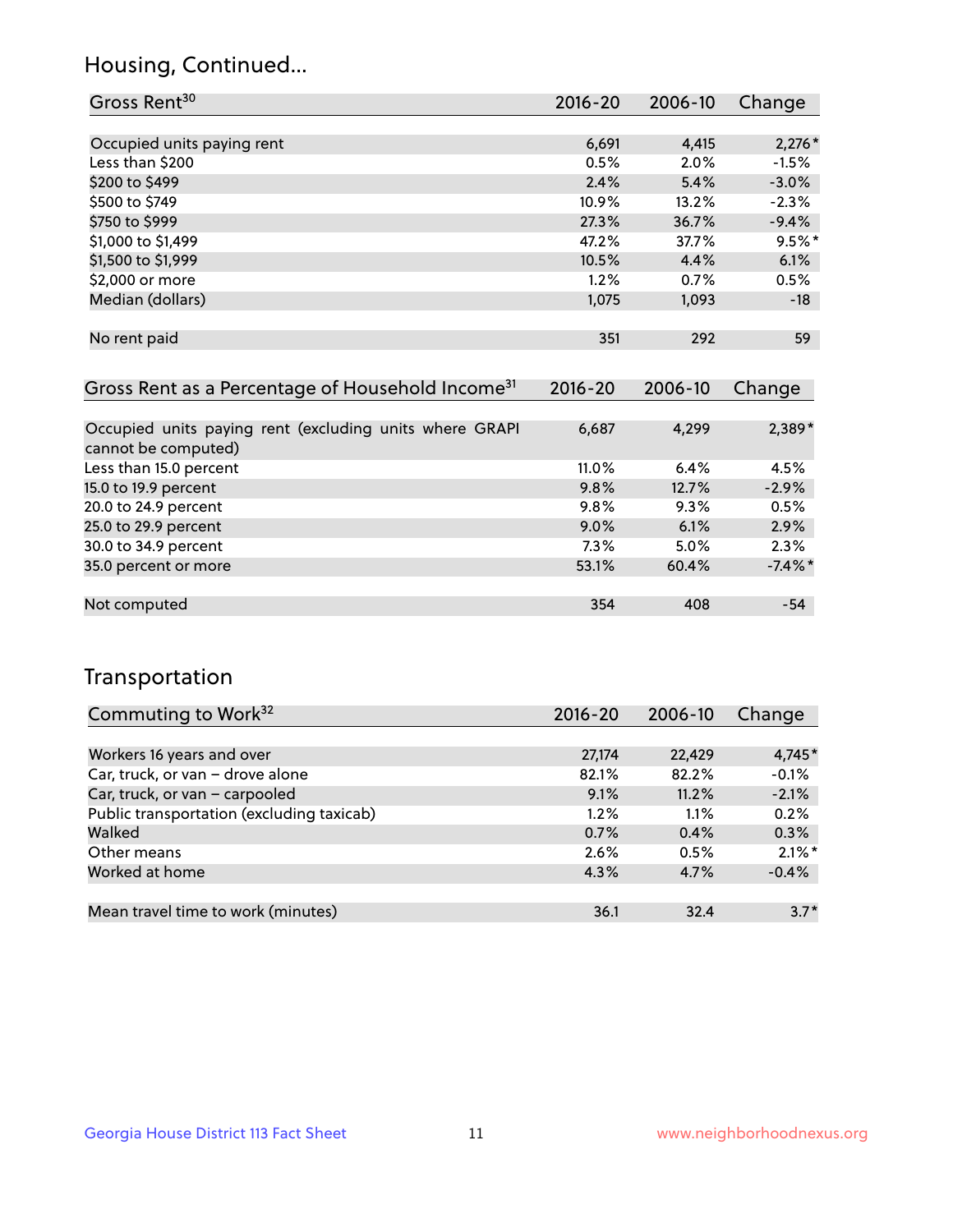## Housing, Continued...

| Gross Rent[30] | 2016-20 | 2006-10 | Change |
|---|---|---|---|
| Occupied units paying rent | 6,691 | 4,415 | 2,276* |
| Less than $200 | 0.5% | 2.0% | -1.5% |
| $200 to $499 | 2.4% | 5.4% | -3.0% |
| $500 to $749 | 10.9% | 13.2% | -2.3% |
| $750 to $999 | 27.3% | 36.7% | -9.4% |
| $1,000 to $1,499 | 47.2% | 37.7% | 9.5%* |
| $1,500 to $1,999 | 10.5% | 4.4% | 6.1% |
| $2,000 or more | 1.2% | 0.7% | 0.5% |
| Median (dollars) | 1,075 | 1,093 | -18 |
| No rent paid | 351 | 292 | 59 |

| Gross Rent as a Percentage of Household Income[31] | 2016-20 | 2006-10 | Change |
|---|---|---|---|
| Occupied units paying rent (excluding units where GRAPI cannot be computed) | 6,687 | 4,299 | 2,389* |
| Less than 15.0 percent | 11.0% | 6.4% | 4.5% |
| 15.0 to 19.9 percent | 9.8% | 12.7% | -2.9% |
| 20.0 to 24.9 percent | 9.8% | 9.3% | 0.5% |
| 25.0 to 29.9 percent | 9.0% | 6.1% | 2.9% |
| 30.0 to 34.9 percent | 7.3% | 5.0% | 2.3% |
| 35.0 percent or more | 53.1% | 60.4% | -7.4%* |
| Not computed | 354 | 408 | -54 |

## Transportation

| Commuting to Work[32] | 2016-20 | 2006-10 | Change |
|---|---|---|---|
| Workers 16 years and over | 27,174 | 22,429 | 4,745* |
| Car, truck, or van – drove alone | 82.1% | 82.2% | -0.1% |
| Car, truck, or van – carpooled | 9.1% | 11.2% | -2.1% |
| Public transportation (excluding taxicab) | 1.2% | 1.1% | 0.2% |
| Walked | 0.7% | 0.4% | 0.3% |
| Other means | 2.6% | 0.5% | 2.1%* |
| Worked at home | 4.3% | 4.7% | -0.4% |
| Mean travel time to work (minutes) | 36.1 | 32.4 | 3.7* |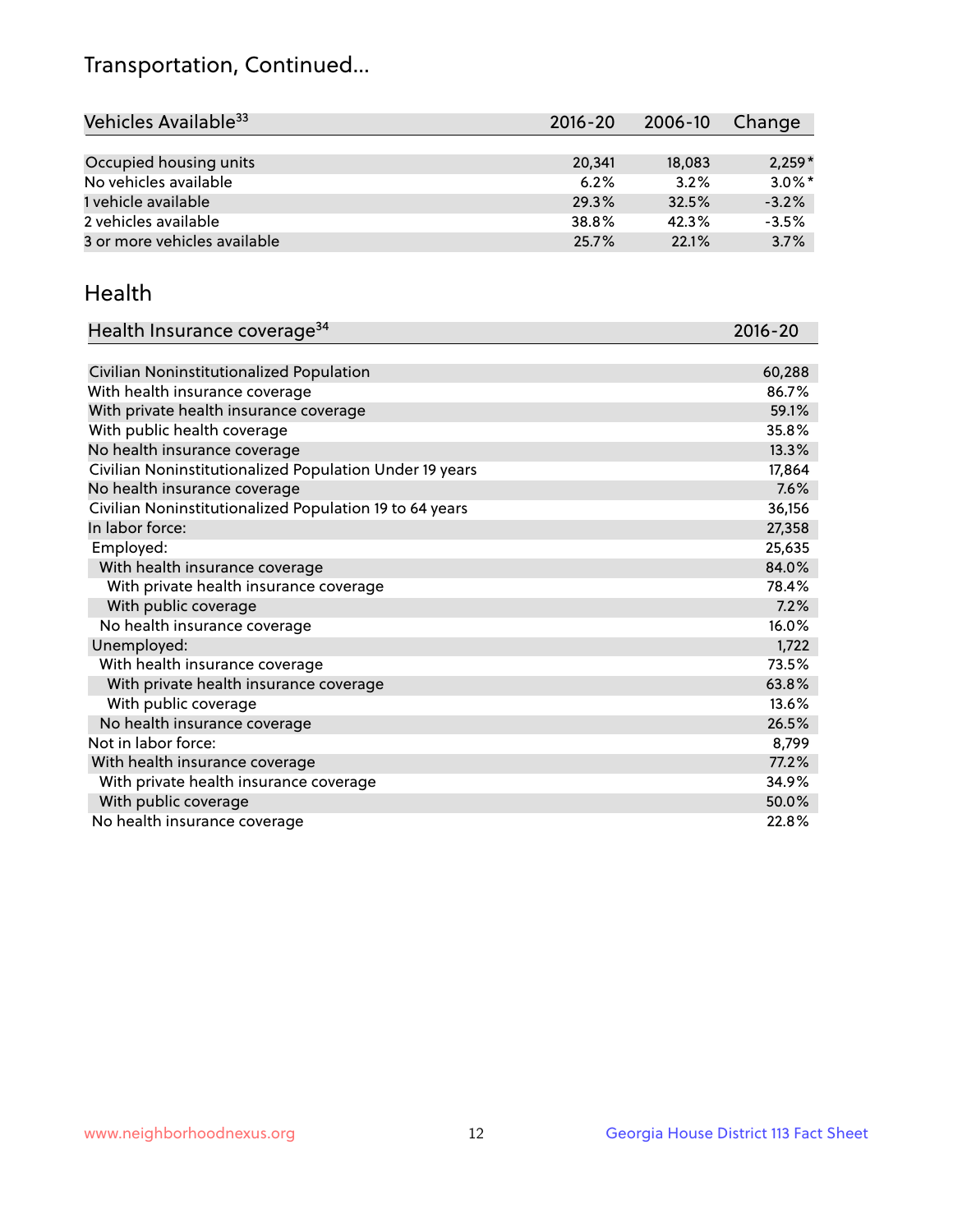# Transportation, Continued...

| Vehicles Available[33] | 2016-20 | 2006-10 | Change |
|---|---|---|---|
| Occupied housing units | 20,341 | 18,083 | 2,259* |
| No vehicles available | 6.2% | 3.2% | 3.0%* |
| 1 vehicle available | 29.3% | 32.5% | -3.2% |
| 2 vehicles available | 38.8% | 42.3% | -3.5% |
| 3 or more vehicles available | 25.7% | 22.1% | 3.7% |

## Health

| Health Insurance coverage[34] | 2016-20 |
|---|---|
| Civilian Noninstitutionalized Population | 60,288 |
| With health insurance coverage | 86.7% |
| With private health insurance coverage | 59.1% |
| With public health coverage | 35.8% |
| No health insurance coverage | 13.3% |
| Civilian Noninstitutionalized Population Under 19 years | 17,864 |
| No health insurance coverage | 7.6% |
| Civilian Noninstitutionalized Population 19 to 64 years | 36,156 |
| In labor force: | 27,358 |
| Employed: | 25,635 |
| With health insurance coverage | 84.0% |
| With private health insurance coverage | 78.4% |
| With public coverage | 7.2% |
| No health insurance coverage | 16.0% |
| Unemployed: | 1,722 |
| With health insurance coverage | 73.5% |
| With private health insurance coverage | 63.8% |
| With public coverage | 13.6% |
| No health insurance coverage | 26.5% |
| Not in labor force: | 8,799 |
| With health insurance coverage | 77.2% |
| With private health insurance coverage | 34.9% |
| With public coverage | 50.0% |
| No health insurance coverage | 22.8% |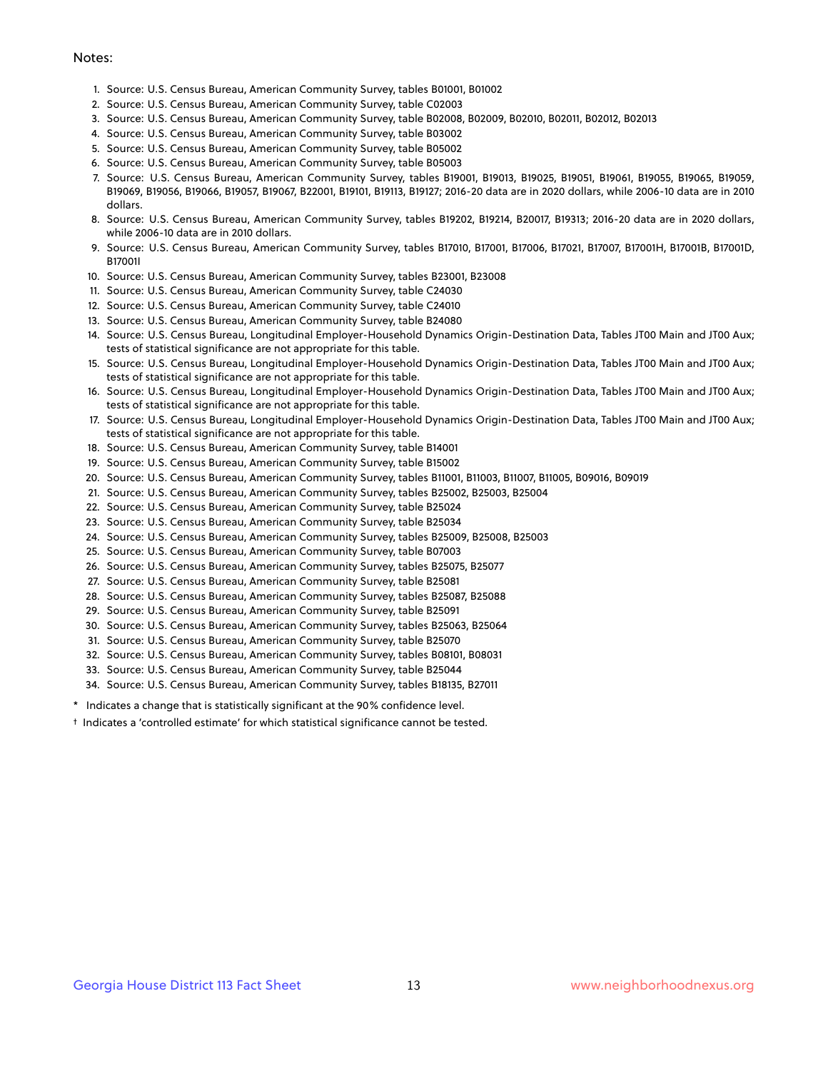Notes:

1. Source: U.S. Census Bureau, American Community Survey, tables B01001, B01002
2. Source: U.S. Census Bureau, American Community Survey, table C02003
3. Source: U.S. Census Bureau, American Community Survey, table B02008, B02009, B02010, B02011, B02012, B02013
4. Source: U.S. Census Bureau, American Community Survey, table B03002
5. Source: U.S. Census Bureau, American Community Survey, table B05002
6. Source: U.S. Census Bureau, American Community Survey, table B05003
7. Source: U.S. Census Bureau, American Community Survey, tables B19001, B19013, B19025, B19051, B19061, B19055, B19065, B19059, B19069, B19056, B19066, B19057, B19067, B22001, B19101, B19113, B19127; 2016-20 data are in 2020 dollars, while 2006-10 data are in 2010 dollars.
8. Source: U.S. Census Bureau, American Community Survey, tables B19202, B19214, B20017, B19313; 2016-20 data are in 2020 dollars, while 2006-10 data are in 2010 dollars.
9. Source: U.S. Census Bureau, American Community Survey, tables B17010, B17001, B17006, B17021, B17007, B17001H, B17001B, B17001D, B17001I
10. Source: U.S. Census Bureau, American Community Survey, tables B23001, B23008
11. Source: U.S. Census Bureau, American Community Survey, table C24030
12. Source: U.S. Census Bureau, American Community Survey, table C24010
13. Source: U.S. Census Bureau, American Community Survey, table B24080
14. Source: U.S. Census Bureau, Longitudinal Employer-Household Dynamics Origin-Destination Data, Tables JT00 Main and JT00 Aux; tests of statistical significance are not appropriate for this table.
15. Source: U.S. Census Bureau, Longitudinal Employer-Household Dynamics Origin-Destination Data, Tables JT00 Main and JT00 Aux; tests of statistical significance are not appropriate for this table.
16. Source: U.S. Census Bureau, Longitudinal Employer-Household Dynamics Origin-Destination Data, Tables JT00 Main and JT00 Aux; tests of statistical significance are not appropriate for this table.
17. Source: U.S. Census Bureau, Longitudinal Employer-Household Dynamics Origin-Destination Data, Tables JT00 Main and JT00 Aux; tests of statistical significance are not appropriate for this table.
18. Source: U.S. Census Bureau, American Community Survey, table B14001
19. Source: U.S. Census Bureau, American Community Survey, table B15002
20. Source: U.S. Census Bureau, American Community Survey, tables B11001, B11003, B11007, B11005, B09016, B09019
21. Source: U.S. Census Bureau, American Community Survey, tables B25002, B25003, B25004
22. Source: U.S. Census Bureau, American Community Survey, table B25024
23. Source: U.S. Census Bureau, American Community Survey, table B25034
24. Source: U.S. Census Bureau, American Community Survey, tables B25009, B25008, B25003
25. Source: U.S. Census Bureau, American Community Survey, table B07003
26. Source: U.S. Census Bureau, American Community Survey, tables B25075, B25077
27. Source: U.S. Census Bureau, American Community Survey, table B25081
28. Source: U.S. Census Bureau, American Community Survey, tables B25087, B25088
29. Source: U.S. Census Bureau, American Community Survey, table B25091
30. Source: U.S. Census Bureau, American Community Survey, tables B25063, B25064
31. Source: U.S. Census Bureau, American Community Survey, table B25070
32. Source: U.S. Census Bureau, American Community Survey, tables B08101, B08031
33. Source: U.S. Census Bureau, American Community Survey, table B25044
34. Source: U.S. Census Bureau, American Community Survey, tables B18135, B27011

\* Indicates a change that is statistically significant at the 90% confidence level.

† Indicates a 'controlled estimate' for which statistical significance cannot be tested.